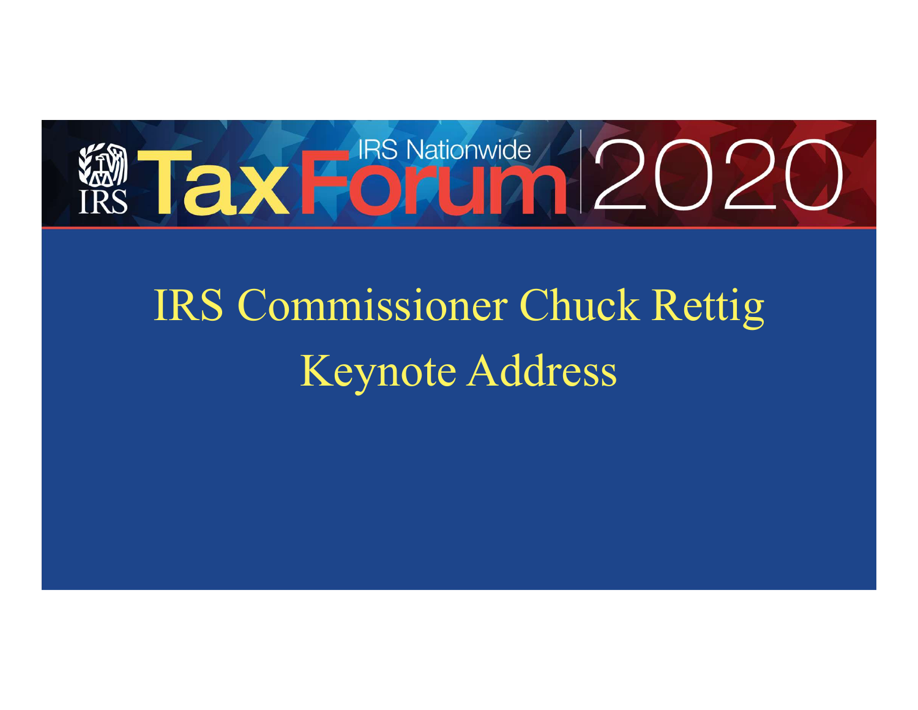# IRS Nationwide Tax Forum 2020

## IRS Commissioner Chuck Rettig Keynote Address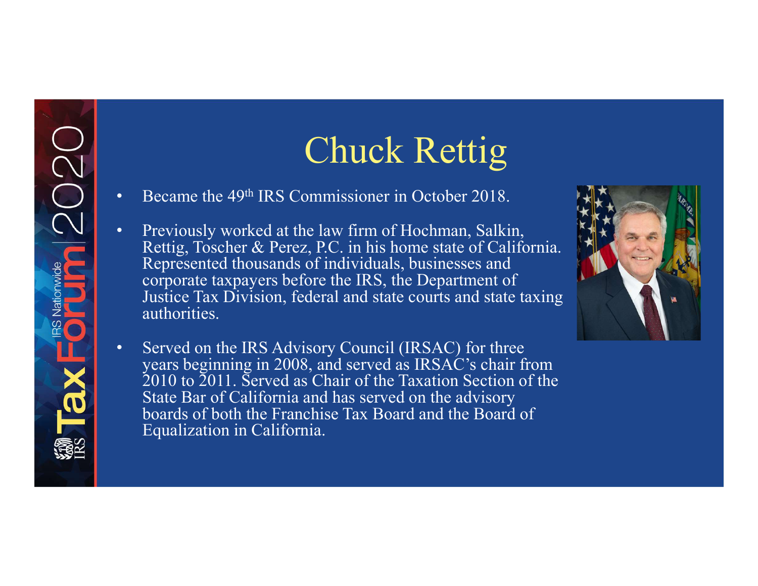# Chuck Rettig

- Became the 49th IRS Commissioner in October 2018.
- Previously worked at the law firm of Hochman, Salkin, Rettig, Toscher & Perez, P.C. in his home state of California. Represented thousands of individuals, businesses and corporate taxpayers before the IRS, the Department of Justice Tax Division, federal and state courts and state taxing authorities.
- Served on the IRS Advisory Council (IRSAC) for three years beginning in 2008, and served as IRSAC's chair from 2010 to 2011. Served as Chair of the Taxation Section of the State Bar of California and has served on the advisory boards of both the Franchise Tax Board and the Board of Equalization in California.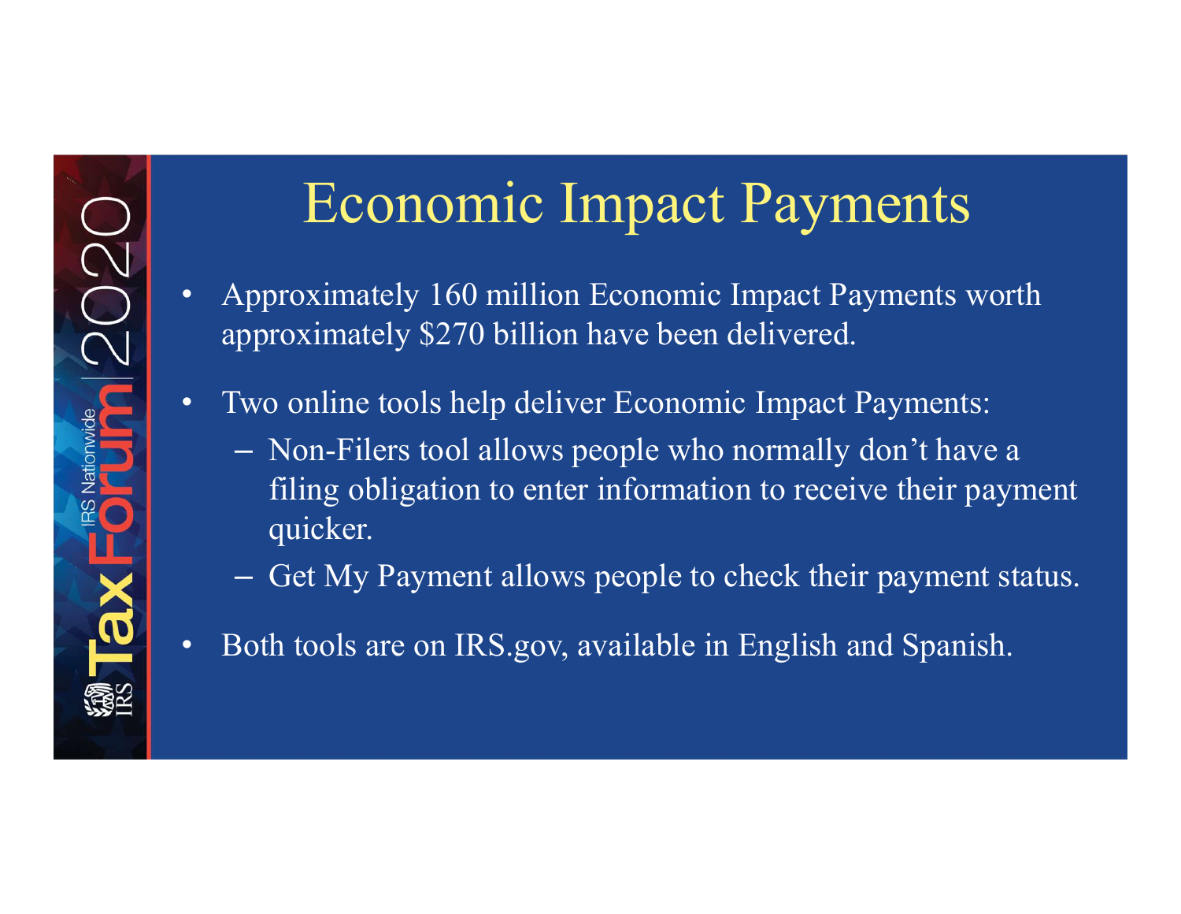# Economic Impact Payments

- Approximately 160 million Economic Impact Payments worth approximately $270 billion have been delivered.
- Two online tools help deliver Economic Impact Payments:
  - Non-Filers tool allows people who normally don't have a filing obligation to enter information to receive their payment quicker.
  - Get My Payment allows people to check their payment status.
- Both tools are on IRS.gov, available in English and Spanish.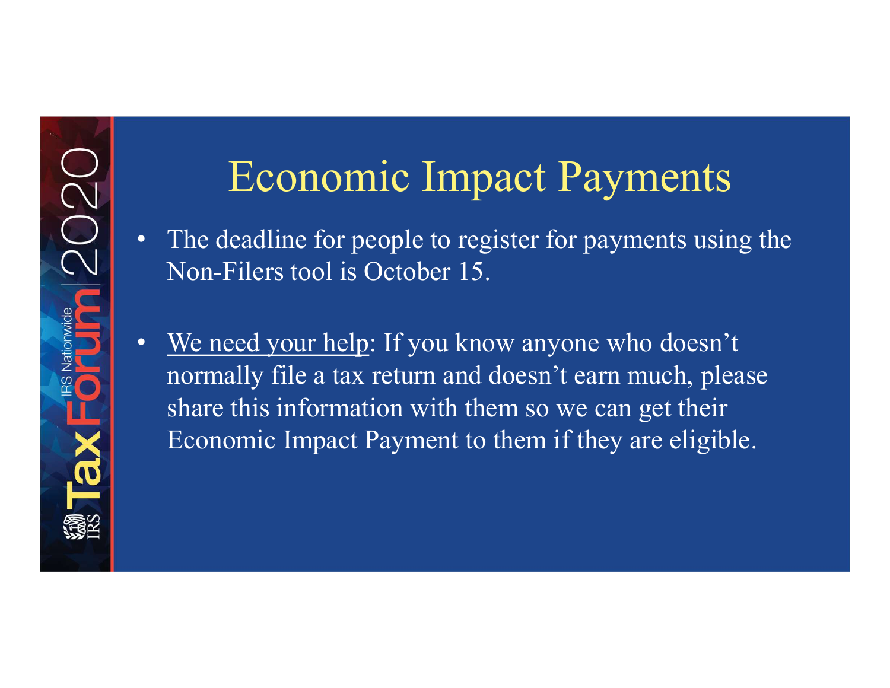# Economic Impact Payments

- The deadline for people to register for payments using the Non-Filers tool is October 15.

- We need your help: If you know anyone who doesn't normally file a tax return and doesn't earn much, please share this information with them so we can get their Economic Impact Payment to them if they are eligible.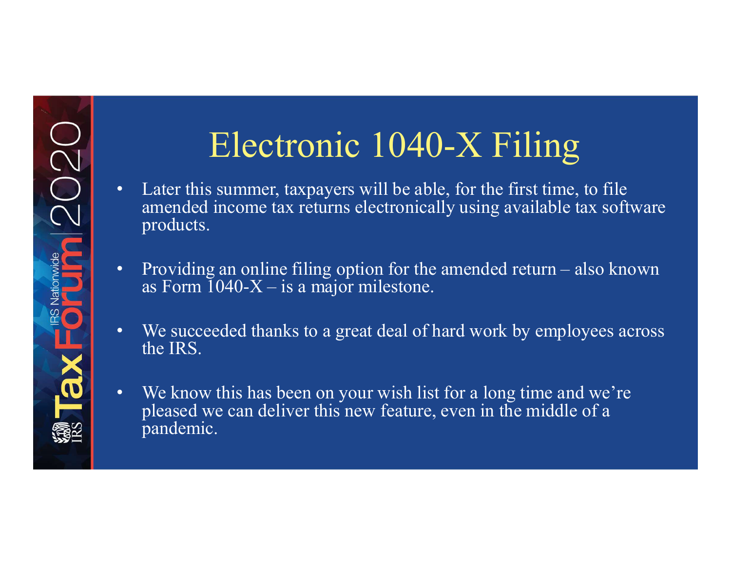# Electronic 1040-X Filing

- Later this summer, taxpayers will be able, for the first time, to file amended income tax returns electronically using available tax software products.

- Providing an online filing option for the amended return – also known as Form 1040-X – is a major milestone.

- We succeeded thanks to a great deal of hard work by employees across the IRS.

- We know this has been on your wish list for a long time and we're pleased we can deliver this new feature, even in the middle of a pandemic.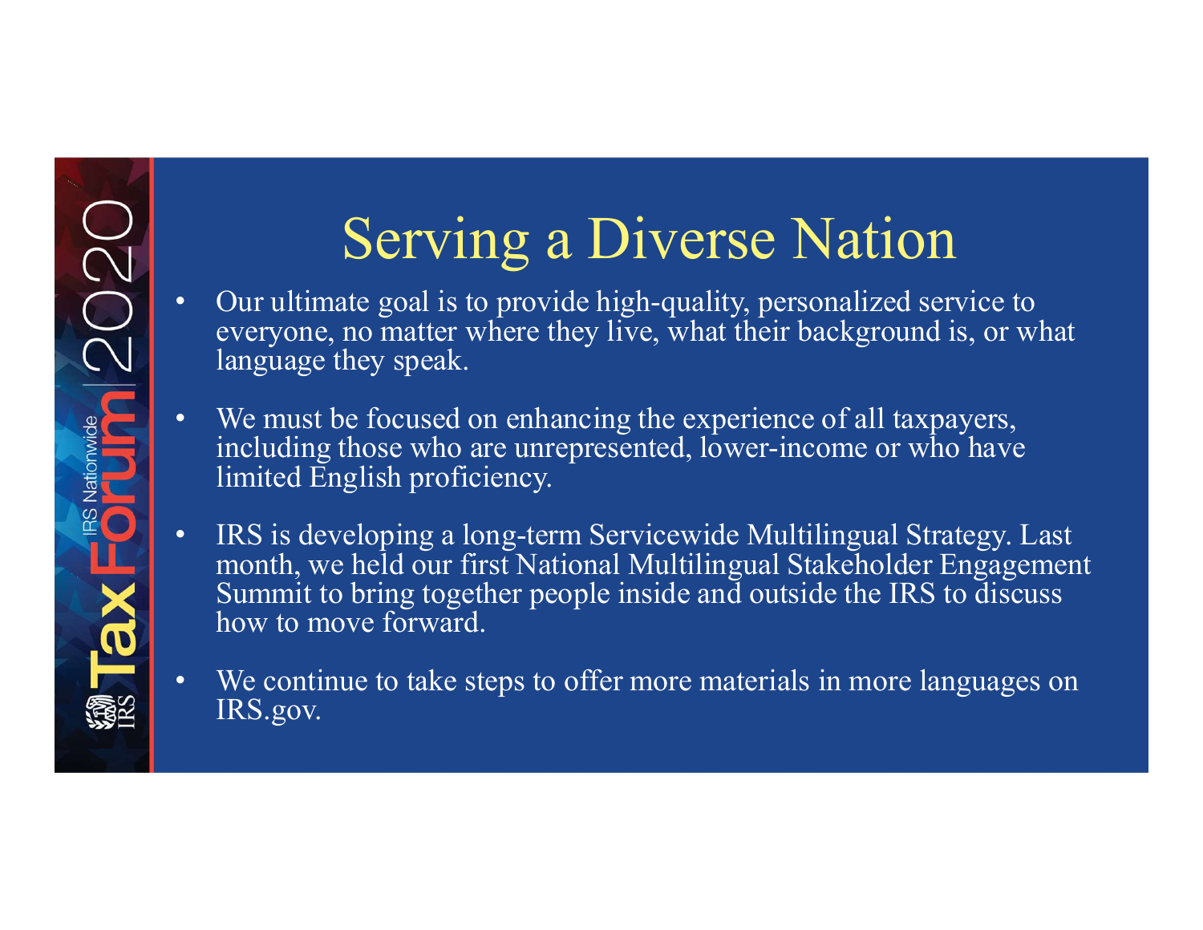# Serving a Diverse Nation

- Our ultimate goal is to provide high-quality, personalized service to everyone, no matter where they live, what their background is, or what language they speak.
- We must be focused on enhancing the experience of all taxpayers, including those who are unrepresented, lower-income or who have limited English proficiency.
- IRS is developing a long-term Servicewide Multilingual Strategy. Last month, we held our first National Multilingual Stakeholder Engagement Summit to bring together people inside and outside the IRS to discuss how to move forward.
- We continue to take steps to offer more materials in more languages on IRS.gov.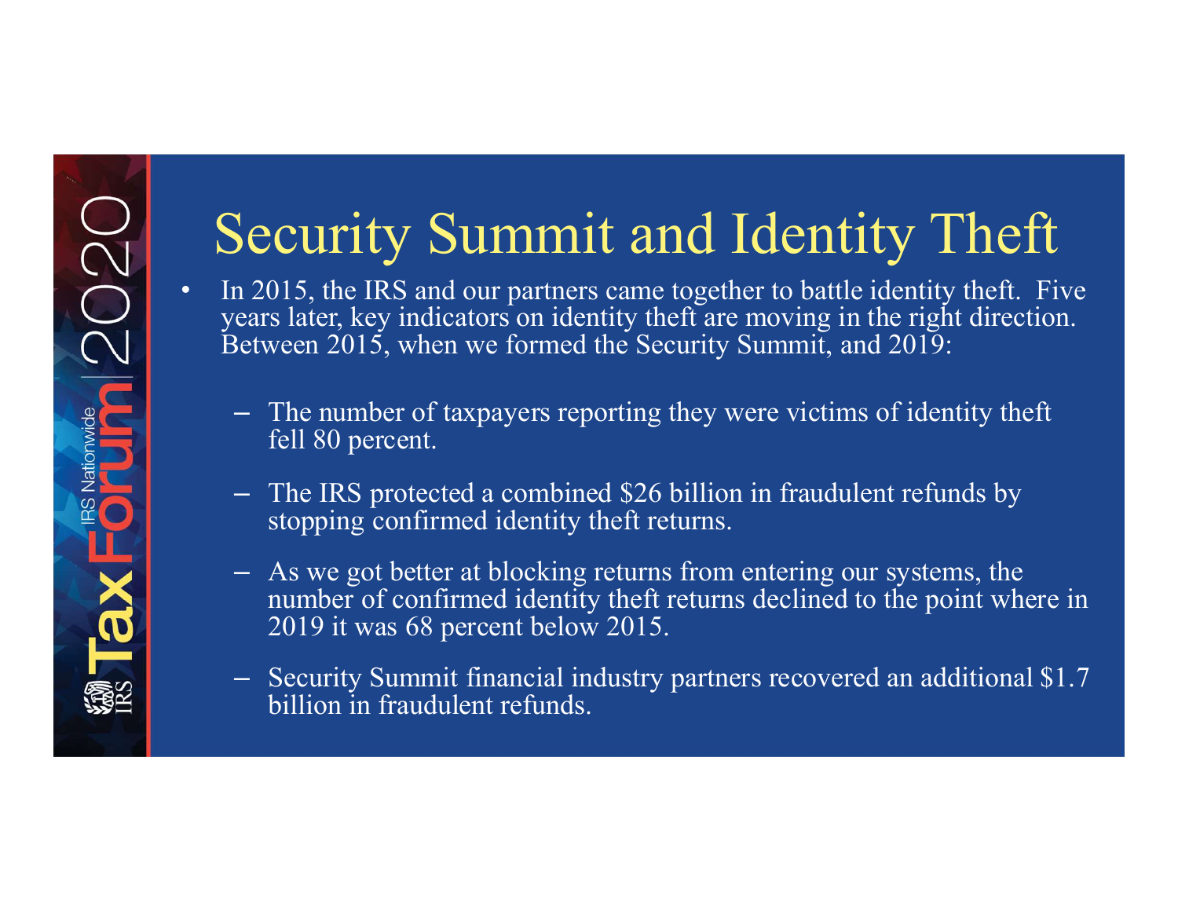# Security Summit and Identity Theft

- In 2015, the IRS and our partners came together to battle identity theft. Five years later, key indicators on identity theft are moving in the right direction. Between 2015, when we formed the Security Summit, and 2019:
  - The number of taxpayers reporting they were victims of identity theft fell 80 percent.
  - The IRS protected a combined $26 billion in fraudulent refunds by stopping confirmed identity theft returns.
  - As we got better at blocking returns from entering our systems, the number of confirmed identity theft returns declined to the point where in 2019 it was 68 percent below 2015.
  - Security Summit financial industry partners recovered an additional $1.7 billion in fraudulent refunds.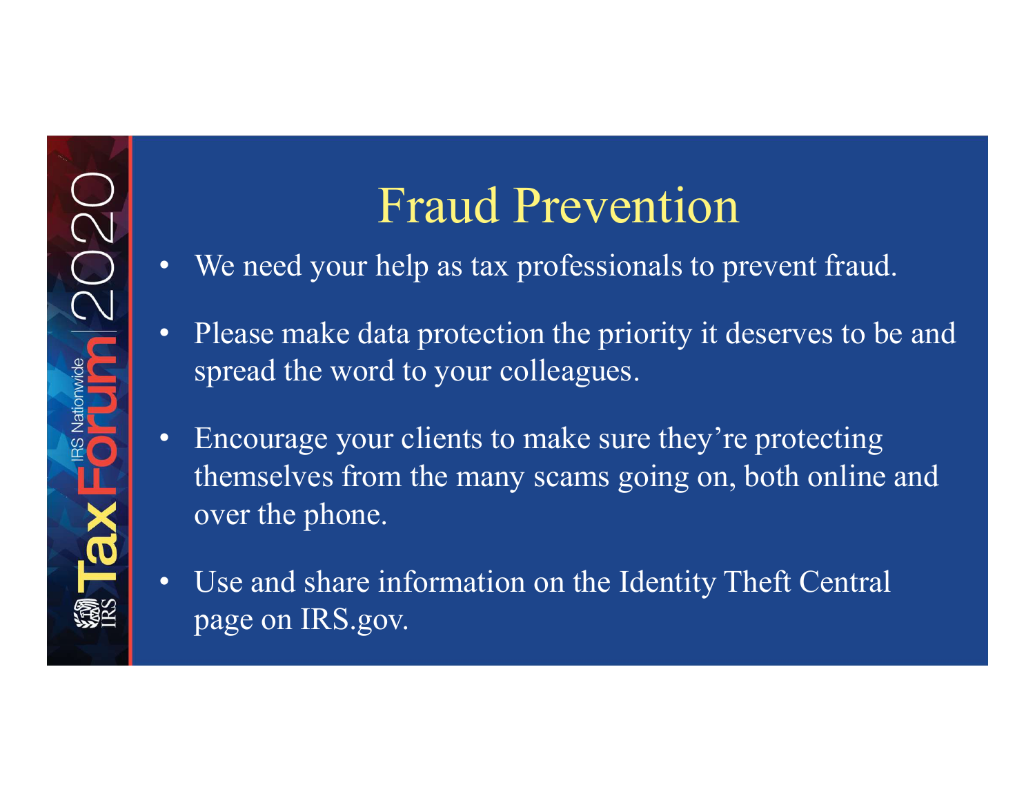# Fraud Prevention

- We need your help as tax professionals to prevent fraud.
- Please make data protection the priority it deserves to be and spread the word to your colleagues.
- Encourage your clients to make sure they're protecting themselves from the many scams going on, both online and over the phone.
- Use and share information on the Identity Theft Central page on IRS.gov.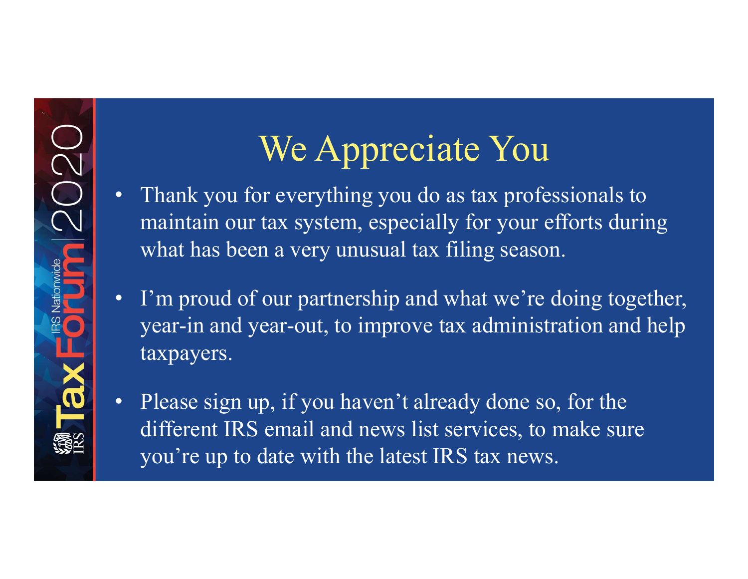# We Appreciate You

- Thank you for everything you do as tax professionals to maintain our tax system, especially for your efforts during what has been a very unusual tax filing season.
- I'm proud of our partnership and what we're doing together, year-in and year-out, to improve tax administration and help taxpayers.
- Please sign up, if you haven't already done so, for the different IRS email and news list services, to make sure you're up to date with the latest IRS tax news.